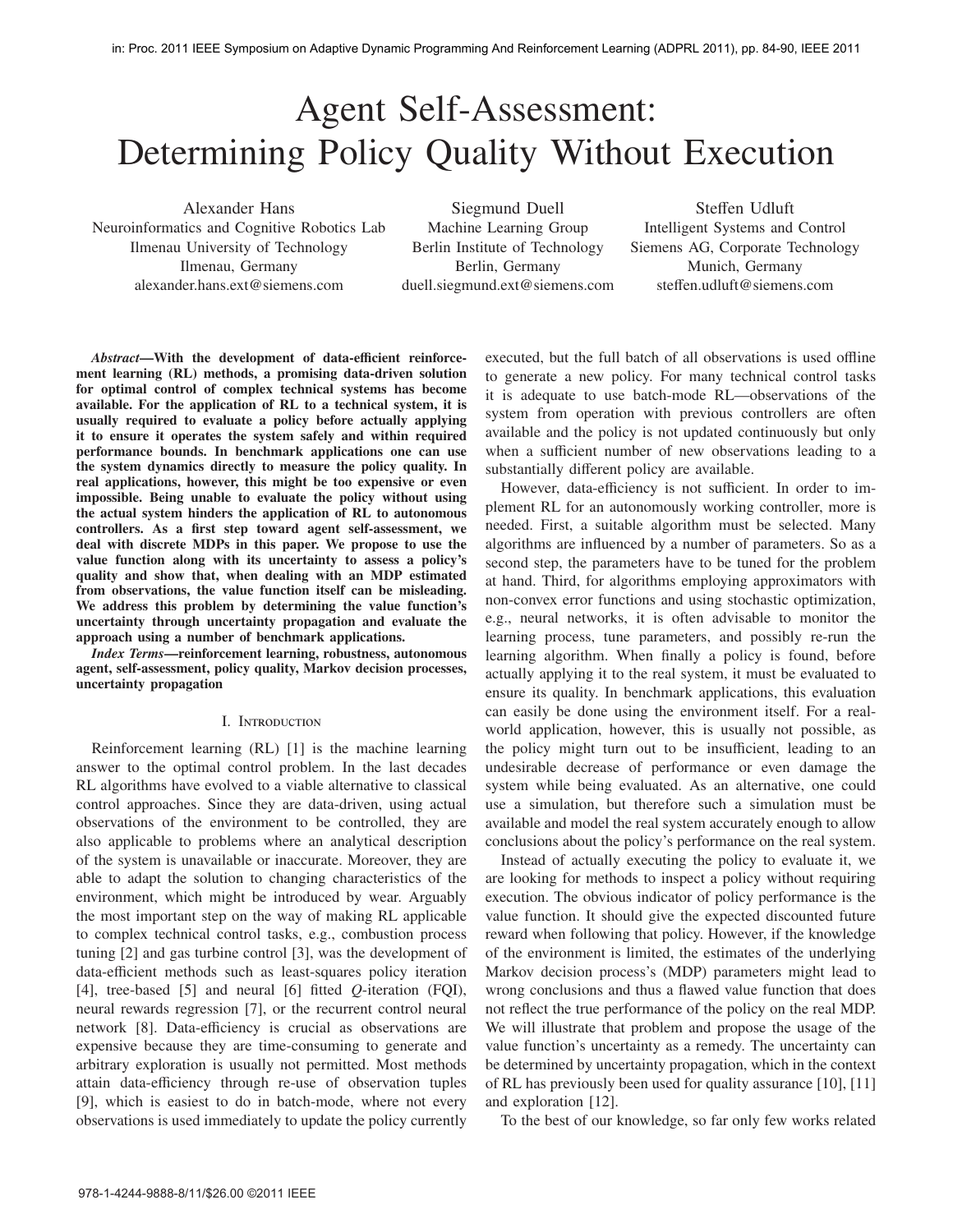# Agent Self-Assessment: Determining Policy Quality Without Execution

Alexander Hans
Neuroinformatics and Cognitive Robotics Lab
Ilmenau University of Technology
Ilmenau, Germany
alexander.hans.ext@siemens.com

Siegmund Duell
Machine Learning Group
Berlin Institute of Technology
Berlin, Germany
duell.siegmund.ext@siemens.com

Steffen Udluft
Intelligent Systems and Control
Siemens AG, Corporate Technology
Munich, Germany
steffen.udluft@siemens.com

***Abstract*—With the development of data-efficient reinforcement learning (RL) methods, a promising data-driven solution for optimal control of complex technical systems has become available. For the application of RL to a technical system, it is usually required to evaluate a policy before actually applying it to ensure it operates the system safely and within required performance bounds. In benchmark applications one can use the system dynamics directly to measure the policy quality. In real applications, however, this might be too expensive or even impossible. Being unable to evaluate the policy without using the actual system hinders the application of RL to autonomous controllers. As a first step toward agent self-assessment, we deal with discrete MDPs in this paper. We propose to use the value function along with its uncertainty to assess a policy's quality and show that, when dealing with an MDP estimated from observations, the value function itself can be misleading. We address this problem by determining the value function's uncertainty through uncertainty propagation and evaluate the approach using a number of benchmark applications.**

***Index Terms*—reinforcement learning, robustness, autonomous agent, self-assessment, policy quality, Markov decision processes, uncertainty propagation**

## I. Introduction

Reinforcement learning (RL) [1] is the machine learning answer to the optimal control problem. In the last decades RL algorithms have evolved to a viable alternative to classical control approaches. Since they are data-driven, using actual observations of the environment to be controlled, they are also applicable to problems where an analytical description of the system is unavailable or inaccurate. Moreover, they are able to adapt the solution to changing characteristics of the environment, which might be introduced by wear. Arguably the most important step on the way of making RL applicable to complex technical control tasks, e.g., combustion process tuning [2] and gas turbine control [3], was the development of data-efficient methods such as least-squares policy iteration [4], tree-based [5] and neural [6] fitted *Q*-iteration (FQI), neural rewards regression [7], or the recurrent control neural network [8]. Data-efficiency is crucial as observations are expensive because they are time-consuming to generate and arbitrary exploration is usually not permitted. Most methods attain data-efficiency through re-use of observation tuples [9], which is easiest to do in batch-mode, where not every observations is used immediately to update the policy currently executed, but the full batch of all observations is used offline to generate a new policy. For many technical control tasks it is adequate to use batch-mode RL—observations of the system from operation with previous controllers are often available and the policy is not updated continuously but only when a sufficient number of new observations leading to a substantially different policy are available.

However, data-efficiency is not sufficient. In order to implement RL for an autonomously working controller, more is needed. First, a suitable algorithm must be selected. Many algorithms are influenced by a number of parameters. So as a second step, the parameters have to be tuned for the problem at hand. Third, for algorithms employing approximators with non-convex error functions and using stochastic optimization, e.g., neural networks, it is often advisable to monitor the learning process, tune parameters, and possibly re-run the learning algorithm. When finally a policy is found, before actually applying it to the real system, it must be evaluated to ensure its quality. In benchmark applications, this evaluation can easily be done using the environment itself. For a real-world application, however, this is usually not possible, as the policy might turn out to be insufficient, leading to an undesirable decrease of performance or even damage the system while being evaluated. As an alternative, one could use a simulation, but therefore such a simulation must be available and model the real system accurately enough to allow conclusions about the policy's performance on the real system.

Instead of actually executing the policy to evaluate it, we are looking for methods to inspect a policy without requiring execution. The obvious indicator of policy performance is the value function. It should give the expected discounted future reward when following that policy. However, if the knowledge of the environment is limited, the estimates of the underlying Markov decision process's (MDP) parameters might lead to wrong conclusions and thus a flawed value function that does not reflect the true performance of the policy on the real MDP. We will illustrate that problem and propose the usage of the value function's uncertainty as a remedy. The uncertainty can be determined by uncertainty propagation, which in the context of RL has previously been used for quality assurance [10], [11] and exploration [12].

To the best of our knowledge, so far only few works related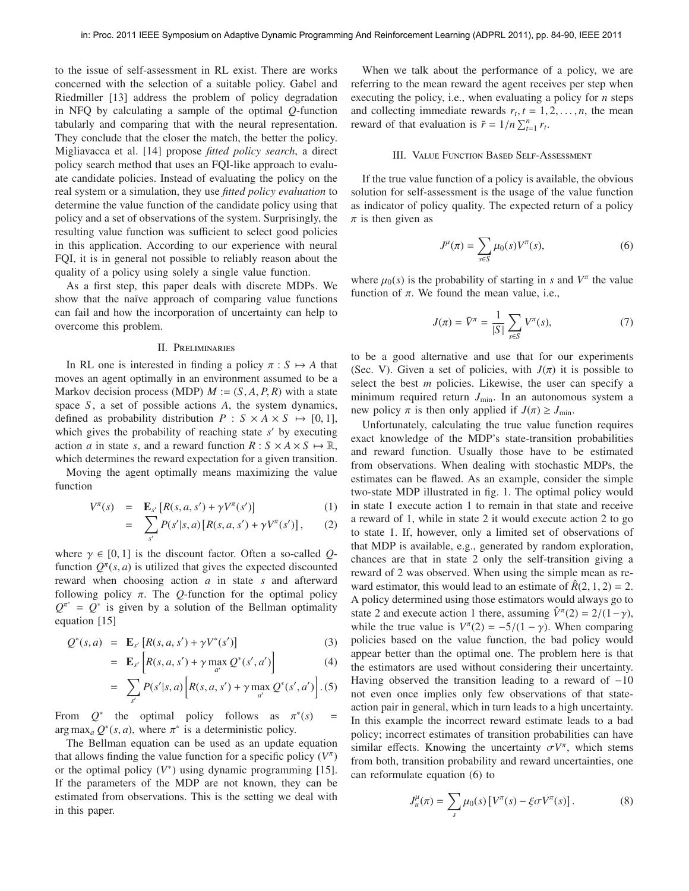to the issue of self-assessment in RL exist. There are works concerned with the selection of a suitable policy. Gabel and Riedmiller [13] address the problem of policy degradation in NFQ by calculating a sample of the optimal $Q$-function tabularly and comparing that with the neural representation. They conclude that the closer the match, the better the policy. Migliavacca et al. [14] propose *fitted policy search*, a direct policy search method that uses an FQI-like approach to evaluate candidate policies. Instead of evaluating the policy on the real system or a simulation, they use *fitted policy evaluation* to determine the value function of the candidate policy using that policy and a set of observations of the system. Surprisingly, the resulting value function was sufficient to select good policies in this application. According to our experience with neural FQI, it is in general not possible to reliably reason about the quality of a policy using solely a single value function.

As a first step, this paper deals with discrete MDPs. We show that the naïve approach of comparing value functions can fail and how the incorporation of uncertainty can help to overcome this problem.

## II. Preliminaries

In RL one is interested in finding a policy $\pi : S \mapsto A$ that moves an agent optimally in an environment assumed to be a Markov decision process (MDP) $M := (S, A, P, R)$ with a state space $S$, a set of possible actions $A$, the system dynamics, defined as probability distribution $P : S \times A \times S \mapsto [0, 1]$, which gives the probability of reaching state $s'$ by executing action $a$ in state $s$, and a reward function $R : S \times A \times S \mapsto \mathbb{R}$, which determines the reward expectation for a given transition.

Moving the agent optimally means maximizing the value function

$$
\begin{aligned}
V^{\pi}(s) &= \mathbf{E}_{s'}\left[R(s, a, s') + \gamma V^{\pi}(s')\right] && (1)\\
&= \sum_{s'} P(s'|s, a)\left[R(s, a, s') + \gamma V^{\pi}(s')\right], && (2)
\end{aligned}
$$

where $\gamma \in [0, 1]$ is the discount factor. Often a so-called $Q$-function $Q^{\pi}(s, a)$ is utilized that gives the expected discounted reward when choosing action $a$ in state $s$ and afterward following policy $\pi$. The $Q$-function for the optimal policy $Q^{\pi^*} = Q^*$ is given by a solution of the Bellman optimality equation [15]

$$
\begin{aligned}
Q^*(s, a) &= \mathbf{E}_{s'}\left[R(s, a, s') + \gamma V^*(s')\right] && (3)\\
&= \mathbf{E}_{s'}\left[R(s, a, s') + \gamma \max_{a'} Q^*(s', a')\right] && (4)\\
&= \sum_{s'} P(s'|s, a)\left[R(s, a, s') + \gamma \max_{a'} Q^*(s', a')\right]. && (5)
\end{aligned}
$$

From $Q^*$ the optimal policy follows as $\pi^*(s) = \arg\max_a Q^*(s, a)$, where $\pi^*$ is a deterministic policy.

The Bellman equation can be used as an update equation that allows finding the value function for a specific policy ($V^{\pi}$) or the optimal policy ($V^*$) using dynamic programming [15]. If the parameters of the MDP are not known, they can be estimated from observations. This is the setting we deal with in this paper.

When we talk about the performance of a policy, we are referring to the mean reward the agent receives per step when executing the policy, i.e., when evaluating a policy for $n$ steps and collecting immediate rewards $r_t, t = 1, 2, \ldots, n$, the mean reward of that evaluation is $\bar{r} = 1/n \sum_{t=1}^{n} r_t$.

## III. Value Function Based Self-Assessment

If the true value function of a policy is available, the obvious solution for self-assessment is the usage of the value function as indicator of policy quality. The expected return of a policy $\pi$ is then given as

$$
J^{\mu}(\pi) = \sum_{s \in S} \mu_0(s) V^{\pi}(s), \tag{6}
$$

where $\mu_0(s)$ is the probability of starting in $s$ and $V^{\pi}$ the value function of $\pi$. We found the mean value, i.e.,

$$
J(\pi) = \bar{V}^{\pi} = \frac{1}{|S|} \sum_{s \in S} V^{\pi}(s), \tag{7}
$$

to be a good alternative and use that for our experiments (Sec. V). Given a set of policies, with $J(\pi)$ it is possible to select the best $m$ policies. Likewise, the user can specify a minimum required return $J_{\min}$. In an autonomous system a new policy $\pi$ is then only applied if $J(\pi) \geq J_{\min}$.

Unfortunately, calculating the true value function requires exact knowledge of the MDP's state-transition probabilities and reward function. Usually those have to be estimated from observations. When dealing with stochastic MDPs, the estimates can be flawed. As an example, consider the simple two-state MDP illustrated in fig. 1. The optimal policy would in state 1 execute action 1 to remain in that state and receive a reward of 1, while in state 2 it would execute action 2 to go to state 1. If, however, only a limited set of observations of that MDP is available, e.g., generated by random exploration, chances are that in state 2 only the self-transition giving a reward of 2 was observed. When using the simple mean as reward estimator, this would lead to an estimate of $\hat{R}(2, 1, 2) = 2$. A policy determined using those estimators would always go to state 2 and execute action 1 there, assuming $\hat{V}^{\pi}(2) = 2/(1-\gamma)$, while the true value is $V^{\pi}(2) = -5/(1-\gamma)$. When comparing policies based on the value function, the bad policy would appear better than the optimal one. The problem here is that the estimators are used without considering their uncertainty. Having observed the transition leading to a reward of $-10$ not even once implies only few observations of that state-action pair in general, which in turn leads to a high uncertainty. In this example the incorrect reward estimate leads to a bad policy; incorrect estimates of transition probabilities can have similar effects. Knowing the uncertainty $\sigma V^{\pi}$, which stems from both, transition probability and reward uncertainties, one can reformulate equation (6) to

$$
J_u^{\mu}(\pi) = \sum_{s} \mu_0(s)\left[V^{\pi}(s) - \xi \sigma V^{\pi}(s)\right]. \tag{8}
$$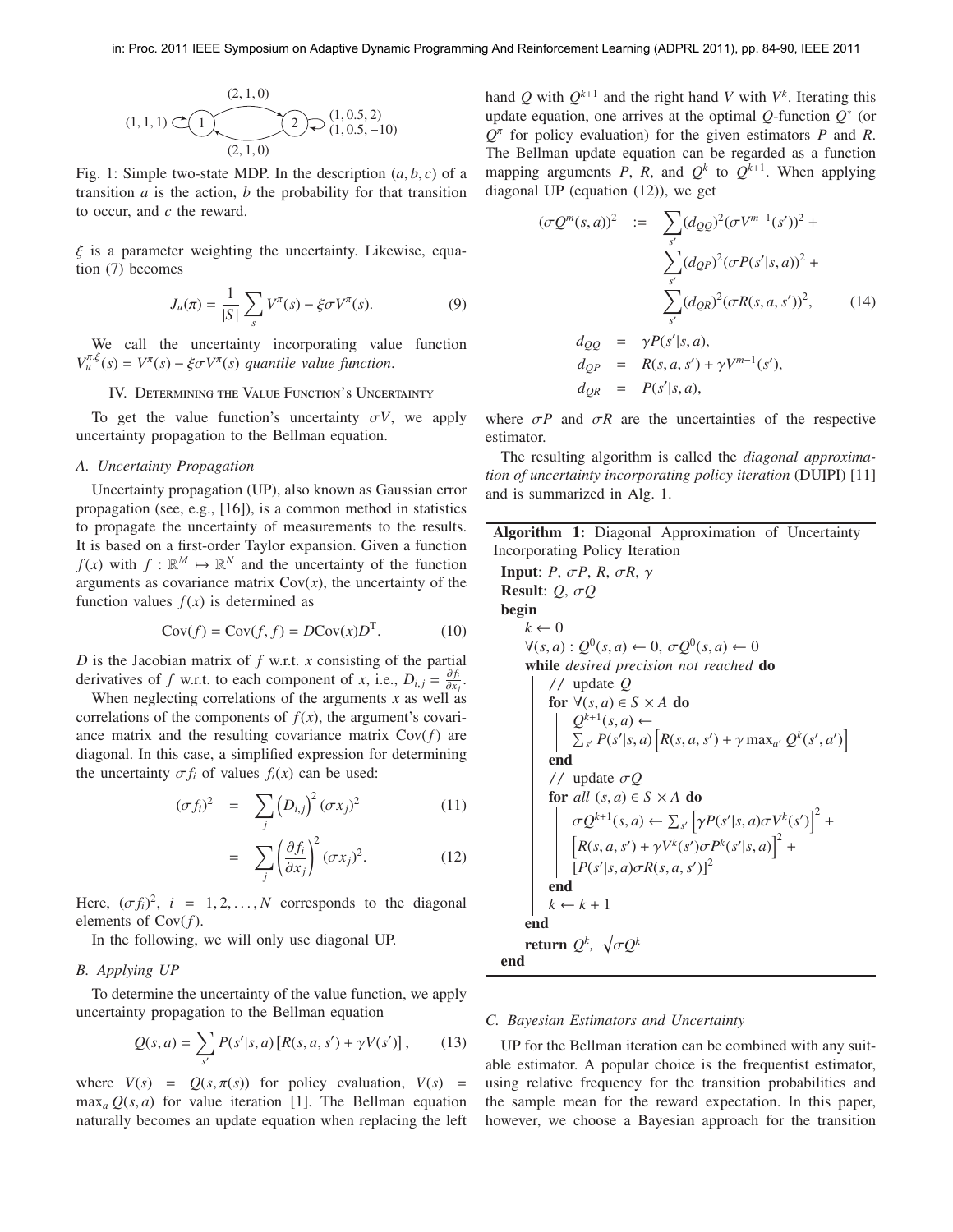Fig. 1: Simple two-state MDP. In the description $(a, b, c)$ of a transition $a$ is the action, $b$ the probability for that transition to occur, and $c$ the reward.

$\xi$ is a parameter weighting the uncertainty. Likewise, equation (7) becomes

$$J_u(\pi) = \frac{1}{|S|} \sum_s V^\pi(s) - \xi \sigma V^\pi(s). \tag{9}$$

We call the uncertainty incorporating value function $V_u^{\pi,\xi}(s) = V^\pi(s) - \xi\sigma V^\pi(s)$ *quantile value function*.

## IV. Determining the Value Function's Uncertainty

To get the value function's uncertainty $\sigma V$, we apply uncertainty propagation to the Bellman equation.

### A. Uncertainty Propagation

Uncertainty propagation (UP), also known as Gaussian error propagation (see, e.g., [16]), is a common method in statistics to propagate the uncertainty of measurements to the results. It is based on a first-order Taylor expansion. Given a function $f(x)$ with $f : \mathbb{R}^M \mapsto \mathbb{R}^N$ and the uncertainty of the function arguments as covariance matrix $\mathrm{Cov}(x)$, the uncertainty of the function values $f(x)$ is determined as

$$\mathrm{Cov}(f) = \mathrm{Cov}(f, f) = D\mathrm{Cov}(x)D^{\mathrm{T}}. \tag{10}$$

$D$ is the Jacobian matrix of $f$ w.r.t. $x$ consisting of the partial derivatives of $f$ w.r.t. to each component of $x$, i.e., $D_{i,j} = \frac{\partial f_i}{\partial x_j}$.

When neglecting correlations of the arguments $x$ as well as correlations of the components of $f(x)$, the argument's covariance matrix and the resulting covariance matrix $\mathrm{Cov}(f)$ are diagonal. In this case, a simplified expression for determining the uncertainty $\sigma f_i$ of values $f_i(x)$ can be used:

$$(\sigma f_i)^2 = \sum_j \left(D_{i,j}\right)^2 (\sigma x_j)^2 \tag{11}$$

$$= \sum_j \left(\frac{\partial f_i}{\partial x_j}\right)^2 (\sigma x_j)^2. \tag{12}$$

Here, $(\sigma f_i)^2$, $i = 1, 2, \ldots, N$ corresponds to the diagonal elements of $\mathrm{Cov}(f)$.

In the following, we will only use diagonal UP.

### B. Applying UP

To determine the uncertainty of the value function, we apply uncertainty propagation to the Bellman equation

$$Q(s, a) = \sum_{s'} P(s'|s, a)\left[R(s, a, s') + \gamma V(s')\right], \tag{13}$$

where $V(s) = Q(s, \pi(s))$ for policy evaluation, $V(s) = \max_a Q(s, a)$ for value iteration [1]. The Bellman equation naturally becomes an update equation when replacing the left hand $Q$ with $Q^{k+1}$ and the right hand $V$ with $V^k$. Iterating this update equation, one arrives at the optimal $Q$-function $Q^*$ (or $Q^\pi$ for policy evaluation) for the given estimators $P$ and $R$. The Bellman update equation can be regarded as a function mapping arguments $P$, $R$, and $Q^k$ to $Q^{k+1}$. When applying diagonal UP (equation (12)), we get

$$\begin{aligned}
(\sigma Q^m(s,a))^2 \;:=\; & \sum_{s'} (d_{QQ})^2 (\sigma V^{m-1}(s'))^2 + \\
& \sum_{s'} (d_{QP})^2 (\sigma P(s'|s,a))^2 + \\
& \sum_{s'} (d_{QR})^2 (\sigma R(s,a,s'))^2,
\end{aligned} \tag{14}$$

$$\begin{aligned}
d_{QQ} &= \gamma P(s'|s,a), \\
d_{QP} &= R(s,a,s') + \gamma V^{m-1}(s'), \\
d_{QR} &= P(s'|s,a),
\end{aligned}$$

where $\sigma P$ and $\sigma R$ are the uncertainties of the respective estimator.

The resulting algorithm is called the *diagonal approximation of uncertainty incorporating policy iteration* (DUIPI) [11] and is summarized in Alg. 1.

**Algorithm 1:** Diagonal Approximation of Uncertainty Incorporating Policy Iteration

```
Input: P, σP, R, σR, γ
Result: Q, σQ
begin
    k ← 0
    ∀(s,a) : Q^0(s,a) ← 0, σQ^0(s,a) ← 0
    while desired precision not reached do
        // update Q
        for ∀(s,a) ∈ S × A do
            Q^{k+1}(s,a) ←
            Σ_{s'} P(s'|s,a) [R(s,a,s') + γ max_{a'} Q^k(s',a')]
        end
        // update σQ
        for all (s,a) ∈ S × A do
            σQ^{k+1}(s,a) ← Σ_{s'} [γ P(s'|s,a) σV^k(s')]^2 +
            [R(s,a,s') + γ V^k(s') σP^k(s'|s,a)]^2 +
            [P(s'|s,a) σR(s,a,s')]^2
        end
        k ← k + 1
    end
    return Q^k, √(σQ^k)
end
```

### C. Bayesian Estimators and Uncertainty

UP for the Bellman iteration can be combined with any suitable estimator. A popular choice is the frequentist estimator, using relative frequency for the transition probabilities and the sample mean for the reward expectation. In this paper, however, we choose a Bayesian approach for the transition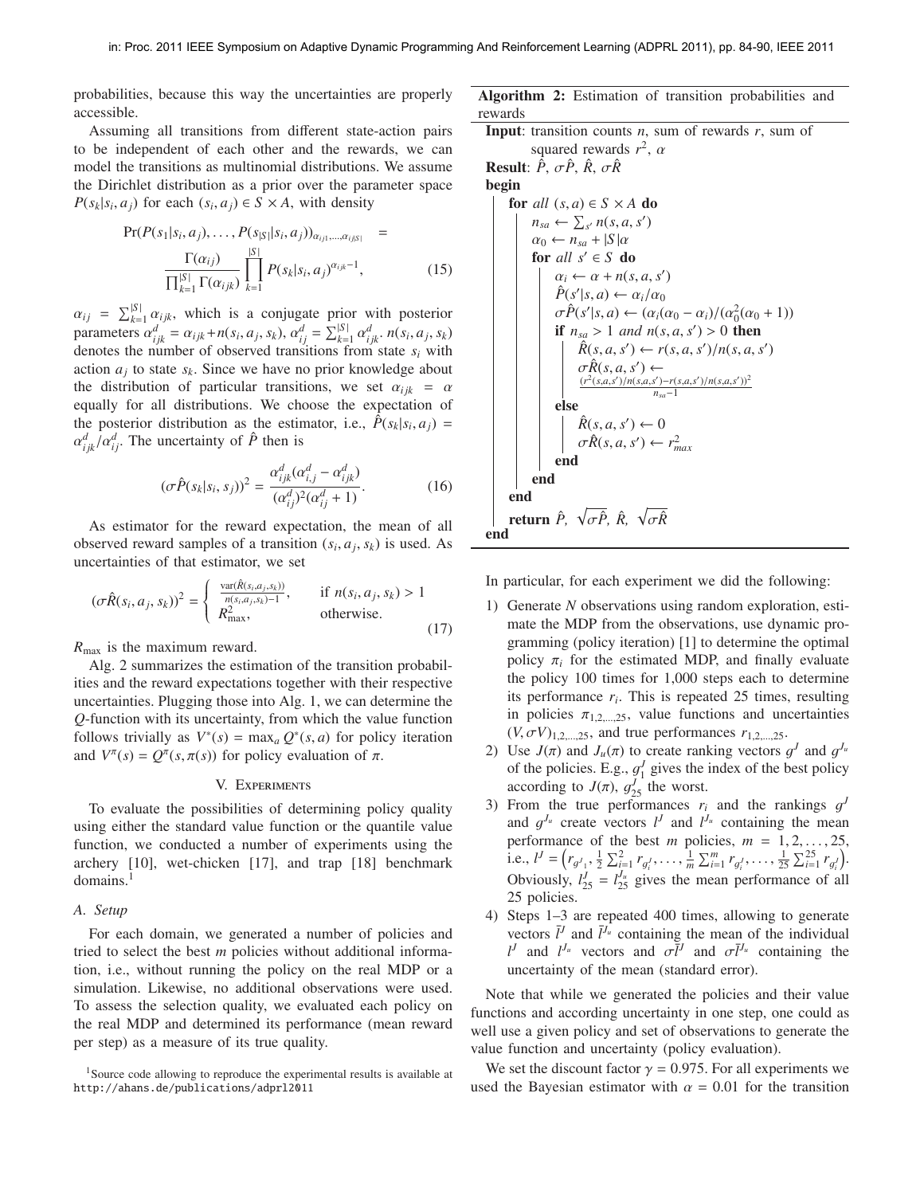probabilities, because this way the uncertainties are properly accessible.

Assuming all transitions from different state-action pairs to be independent of each other and the rewards, we can model the transitions as multinomial distributions. We assume the Dirichlet distribution as a prior over the parameter space $P(s_k|s_i, a_j)$ for each $(s_i, a_j) \in S \times A$, with density

$$\Pr(P(s_1|s_i, a_j), \ldots, P(s_{|S|}|s_i, a_j))_{\alpha_{ij1}, \ldots, \alpha_{ij|S|}} = \frac{\Gamma(\alpha_{ij})}{\prod_{k=1}^{|S|} \Gamma(\alpha_{ijk})} \prod_{k=1}^{|S|} P(s_k|s_i, a_j)^{\alpha_{ijk}-1}, \tag{15}$$

$\alpha_{ij} = \sum_{k=1}^{|S|} \alpha_{ijk}$, which is a conjugate prior with posterior parameters $\alpha^d_{ijk} = \alpha_{ijk} + n(s_i, a_j, s_k)$, $\alpha^d_{ij} = \sum_{k=1}^{|S|} \alpha^d_{ijk}$. $n(s_i, a_j, s_k)$ denotes the number of observed transitions from state $s_i$ with action $a_j$ to state $s_k$. Since we have no prior knowledge about the distribution of particular transitions, we set $\alpha_{ijk} = \alpha$ equally for all distributions. We choose the expectation of the posterior distribution as the estimator, i.e., $\hat{P}(s_k|s_i, a_j) = \alpha^d_{ijk}/\alpha^d_{ij}$. The uncertainty of $\hat{P}$ then is

$$(\sigma\hat{P}(s_k|s_i, s_j))^2 = \frac{\alpha^d_{ijk}(\alpha^d_{i,j} - \alpha^d_{ijk})}{(\alpha^d_{ij})^2(\alpha^d_{ij} + 1)}. \tag{16}$$

As estimator for the reward expectation, the mean of all observed reward samples of a transition $(s_i, a_j, s_k)$ is used. As uncertainties of that estimator, we set

$$(\sigma\hat{R}(s_i, a_j, s_k))^2 = \begin{cases} \frac{\mathrm{var}(\hat{R}(s_i, a_j, s_k))}{n(s_i, a_j, s_k) - 1}, & \text{if } n(s_i, a_j, s_k) > 1 \\ R^2_{\max}, & \text{otherwise.} \end{cases} \tag{17}$$

$R_{\max}$ is the maximum reward.

Alg. 2 summarizes the estimation of the transition probabilities and the reward expectations together with their respective uncertainties. Plugging those into Alg. 1, we can determine the $Q$-function with its uncertainty, from which the value function follows trivially as $V^*(s) = \max_a Q^*(s, a)$ for policy iteration and $V^\pi(s) = Q^\pi(s, \pi(s))$ for policy evaluation of $\pi$.

**Algorithm 2:** Estimation of transition probabilities and rewards

```
Input: transition counts n, sum of rewards r, sum of
       squared rewards r², α
Result: P̂, σP̂, R̂, σR̂
begin
    for all (s,a) ∈ S × A do
        n_sa ← Σ_s' n(s,a,s')
        α_0 ← n_sa + |S|α
        for all s' ∈ S do
            α_i ← α + n(s,a,s')
            P̂(s'|s,a) ← α_i/α_0
            σP̂(s'|s,a) ← (α_i(α_0 − α_i)/(α_0²(α_0 + 1))
            if n_sa > 1 and n(s,a,s') > 0 then
                R̂(s,a,s') ← r(s,a,s')/n(s,a,s')
                σR̂(s,a,s') ←
                  (r²(s,a,s')/n(s,a,s') − r(s,a,s')/n(s,a,s'))²) / (n_sa − 1)
            else
                R̂(s,a,s') ← 0
                σR̂(s,a,s') ← r²_max
            end
        end
    end
    return P̂, √σP̂, R̂, √σR̂
end
```

## V. Experiments

To evaluate the possibilities of determining policy quality using either the standard value function or the quantile value function, we conducted a number of experiments using the archery [10], wet-chicken [17], and trap [18] benchmark domains.[1]

### A. Setup

For each domain, we generated a number of policies and tried to select the best $m$ policies without additional information, i.e., without running the policy on the real MDP or a simulation. Likewise, no additional observations were used. To assess the selection quality, we evaluated each policy on the real MDP and determined its performance (mean reward per step) as a measure of its true quality.

In particular, for each experiment we did the following:

1) Generate $N$ observations using random exploration, estimate the MDP from the observations, use dynamic programming (policy iteration) [1] to determine the optimal policy $\pi_i$ for the estimated MDP, and finally evaluate the policy 100 times for 1,000 steps each to determine its performance $r_i$. This is repeated 25 times, resulting in policies $\pi_{1,2,\ldots,25}$, value functions and uncertainties $(V, \sigma V)_{1,2,\ldots,25}$, and true performances $r_{1,2,\ldots,25}$.
2) Use $J(\pi)$ and $J_u(\pi)$ to create ranking vectors $g^J$ and $g^{J_u}$ of the policies. E.g., $g^J_1$ gives the index of the best policy according to $J(\pi)$, $g^J_{25}$ the worst.
3) From the true performances $r_i$ and the rankings $g^J$ and $g^{J_u}$ create vectors $l^J$ and $l^{J_u}$ containing the mean performance of the best $m$ policies, $m = 1, 2, \ldots, 25$, i.e., $l^J = \left(r_{g^J{}_1}, \frac{1}{2}\sum_{i=1}^{2} r_{g^J_i}, \ldots, \frac{1}{m}\sum_{i=1}^{m} r_{g^J_i}, \ldots, \frac{1}{25}\sum_{i=1}^{25} r_{g^J_i}\right)$. Obviously, $l^J_{25} = l^{J_u}_{25}$ gives the mean performance of all 25 policies.
4) Steps 1–3 are repeated 400 times, allowing to generate vectors $\bar{l}^J$ and $\bar{l}^{J_u}$ containing the mean of the individual $l^J$ and $l^{J_u}$ vectors and $\sigma\bar{l}^J$ and $\sigma\bar{l}^{J_u}$ containing the uncertainty of the mean (standard error).

Note that while we generated the policies and their value functions and according uncertainty in one step, one could as well use a given policy and set of observations to generate the value function and uncertainty (policy evaluation).

We set the discount factor $\gamma = 0.975$. For all experiments we used the Bayesian estimator with $\alpha = 0.01$ for the transition

[1] Source code allowing to reproduce the experimental results is available at http://ahans.de/publications/adprl2011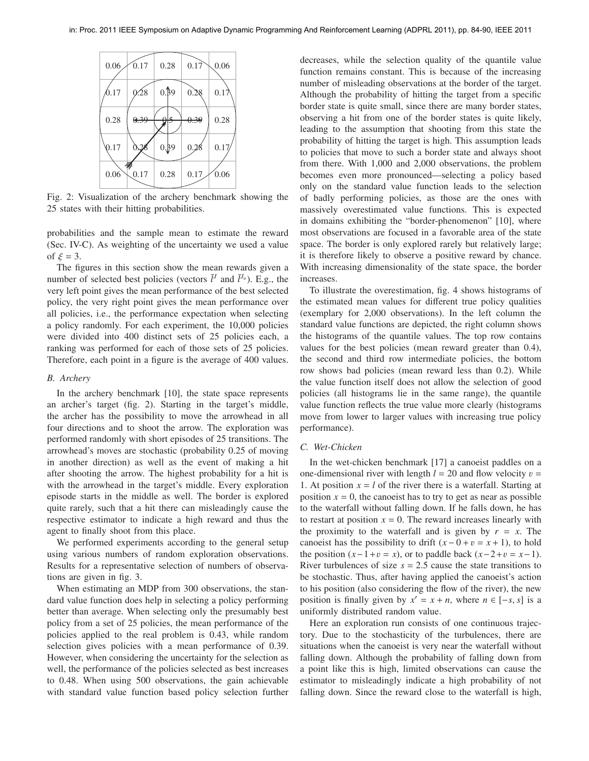| 0.06 | 0.17 | 0.28 | 0.17 | 0.06 |
|---|---|---|---|---|
| 0.17 | 0.28 | 0.39 | 0.28 | 0.17 |
| 0.28 | 0.39 | 0.5 | 0.39 | 0.28 |
| 0.17 | 0.28 | 0.39 | 0.28 | 0.17 |
| 0.06 | 0.17 | 0.28 | 0.17 | 0.06 |

Fig. 2: Visualization of the archery benchmark showing the 25 states with their hitting probabilities.

probabilities and the sample mean to estimate the reward (Sec. IV-C). As weighting of the uncertainty we used a value of $\xi = 3$.

The figures in this section show the mean rewards given a number of selected best policies (vectors $\bar{l}^J$ and $\bar{l}^{J_u}$). E.g., the very left point gives the mean performance of the best selected policy, the very right point gives the mean performance over all policies, i.e., the performance expectation when selecting a policy randomly. For each experiment, the 10,000 policies were divided into 400 distinct sets of 25 policies each, a ranking was performed for each of those sets of 25 policies. Therefore, each point in a figure is the average of 400 values.

### B. Archery

In the archery benchmark [10], the state space represents an archer's target (fig. 2). Starting in the target's middle, the archer has the possibility to move the arrowhead in all four directions and to shoot the arrow. The exploration was performed randomly with short episodes of 25 transitions. The arrowhead's moves are stochastic (probability 0.25 of moving in another direction) as well as the event of making a hit after shooting the arrow. The highest probability for a hit is with the arrowhead in the target's middle. Every exploration episode starts in the middle as well. The border is explored quite rarely, such that a hit there can misleadingly cause the respective estimator to indicate a high reward and thus the agent to finally shoot from this place.

We performed experiments according to the general setup using various numbers of random exploration observations. Results for a representative selection of numbers of observations are given in fig. 3.

When estimating an MDP from 300 observations, the standard value function does help in selecting a policy performing better than average. When selecting only the presumably best policy from a set of 25 policies, the mean performance of the policies applied to the real problem is 0.43, while random selection gives policies with a mean performance of 0.39. However, when considering the uncertainty for the selection as well, the performance of the policies selected as best increases to 0.48. When using 500 observations, the gain achievable with standard value function based policy selection further decreases, while the selection quality of the quantile value function remains constant. This is because of the increasing number of misleading observations at the border of the target. Although the probability of hitting the target from a specific border state is quite small, since there are many border states, observing a hit from one of the border states is quite likely, leading to the assumption that shooting from this state the probability of hitting the target is high. This assumption leads to policies that move to such a border state and always shoot from there. With 1,000 and 2,000 observations, the problem becomes even more pronounced—selecting a policy based only on the standard value function leads to the selection of badly performing policies, as those are the ones with massively overestimated value functions. This is expected in domains exhibiting the "border-phenomenon" [10], where most observations are focused in a favorable area of the state space. The border is only explored rarely but relatively large; it is therefore likely to observe a positive reward by chance. With increasing dimensionality of the state space, the border increases.

To illustrate the overestimation, fig. 4 shows histograms of the estimated mean values for different true policy qualities (exemplary for 2,000 observations). In the left column the standard value functions are depicted, the right column shows the histograms of the quantile values. The top row contains values for the best policies (mean reward greater than 0.4), the second and third row intermediate policies, the bottom row shows bad policies (mean reward less than 0.2). While the value function itself does not allow the selection of good policies (all histograms lie in the same range), the quantile value function reflects the true value more clearly (histograms move from lower to larger values with increasing true policy performance).

### C. Wet-Chicken

In the wet-chicken benchmark [17] a canoeist paddles on a one-dimensional river with length $l = 20$ and flow velocity $v = 1$. At position $x = l$ of the river there is a waterfall. Starting at position $x = 0$, the canoeist has to try to get as near as possible to the waterfall without falling down. If he falls down, he has to restart at position $x = 0$. The reward increases linearly with the proximity to the waterfall and is given by $r = x$. The canoeist has the possibility to drift $(x - 0 + v = x + 1)$, to hold the position $(x - 1 + v = x)$, or to paddle back $(x - 2 + v = x - 1)$. River turbulences of size $s = 2.5$ cause the state transitions to be stochastic. Thus, after having applied the canoeist's action to his position (also considering the flow of the river), the new position is finally given by $x' = x + n$, where $n \in [-s, s]$ is a uniformly distributed random value.

Here an exploration run consists of one continuous trajectory. Due to the stochasticity of the turbulences, there are situations when the canoeist is very near the waterfall without falling down. Although the probability of falling down from a point like this is high, limited observations can cause the estimator to misleadingly indicate a high probability of not falling down. Since the reward close to the waterfall is high,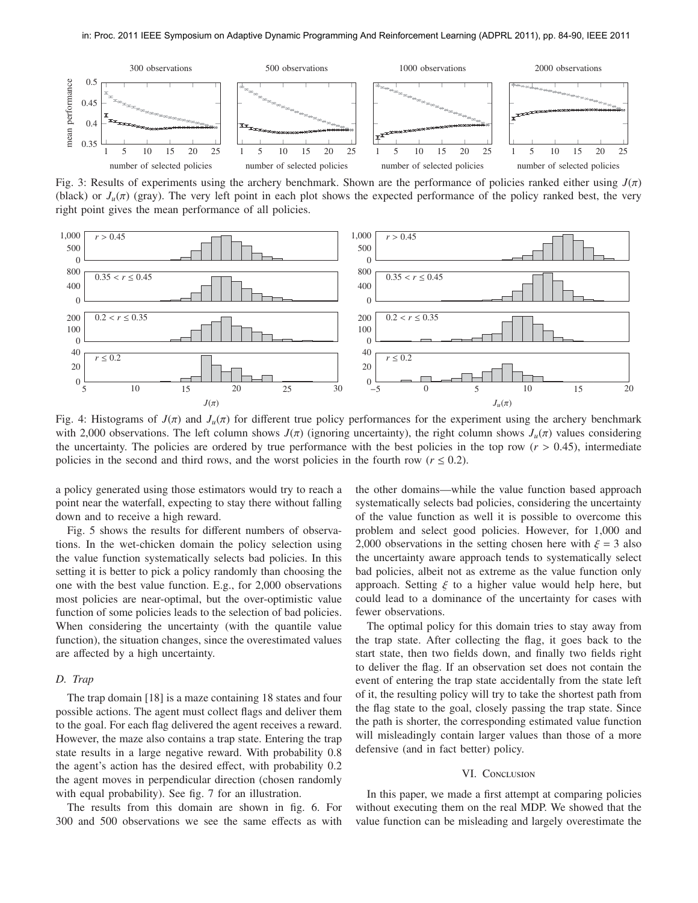Fig. 3: Results of experiments using the archery benchmark. Shown are the performance of policies ranked either using $J(\pi)$ (black) or $J_u(\pi)$ (gray). The very left point in each plot shows the expected performance of the policy ranked best, the very right point gives the mean performance of all policies.

Fig. 4: Histograms of $J(\pi)$ and $J_u(\pi)$ for different true policy performances for the experiment using the archery benchmark with 2,000 observations. The left column shows $J(\pi)$ (ignoring uncertainty), the right column shows $J_u(\pi)$ values considering the uncertainty. The policies are ordered by true performance with the best policies in the top row ($r > 0.45$), intermediate policies in the second and third rows, and the worst policies in the fourth row ($r \leq 0.2$).

a policy generated using those estimators would try to reach a point near the waterfall, expecting to stay there without falling down and to receive a high reward.

Fig. 5 shows the results for different numbers of observations. In the wet-chicken domain the policy selection using the value function systematically selects bad policies. In this setting it is better to pick a policy randomly than choosing the one with the best value function. E.g., for 2,000 observations most policies are near-optimal, but the over-optimistic value function of some policies leads to the selection of bad policies. When considering the uncertainty (with the quantile value function), the situation changes, since the overestimated values are affected by a high uncertainty.

### D. Trap

The trap domain [18] is a maze containing 18 states and four possible actions. The agent must collect flags and deliver them to the goal. For each flag delivered the agent receives a reward. However, the maze also contains a trap state. Entering the trap state results in a large negative reward. With probability 0.8 the agent's action has the desired effect, with probability 0.2 the agent moves in perpendicular direction (chosen randomly with equal probability). See fig. 7 for an illustration.

The results from this domain are shown in fig. 6. For 300 and 500 observations we see the same effects as with the other domains—while the value function based approach systematically selects bad policies, considering the uncertainty of the value function as well it is possible to overcome this problem and select good policies. However, for 1,000 and 2,000 observations in the setting chosen here with $\xi = 3$ also the uncertainty aware approach tends to systematically select bad policies, albeit not as extreme as the value function only approach. Setting $\xi$ to a higher value would help here, but could lead to a dominance of the uncertainty for cases with fewer observations.

The optimal policy for this domain tries to stay away from the trap state. After collecting the flag, it goes back to the start state, then two fields down, and finally two fields right to deliver the flag. If an observation set does not contain the event of entering the trap state accidentally from the state left of it, the resulting policy will try to take the shortest path from the flag state to the goal, closely passing the trap state. Since the path is shorter, the corresponding estimated value function will misleadingly contain larger values than those of a more defensive (and in fact better) policy.

## VI. Conclusion

In this paper, we made a first attempt at comparing policies without executing them on the real MDP. We showed that the value function can be misleading and largely overestimate the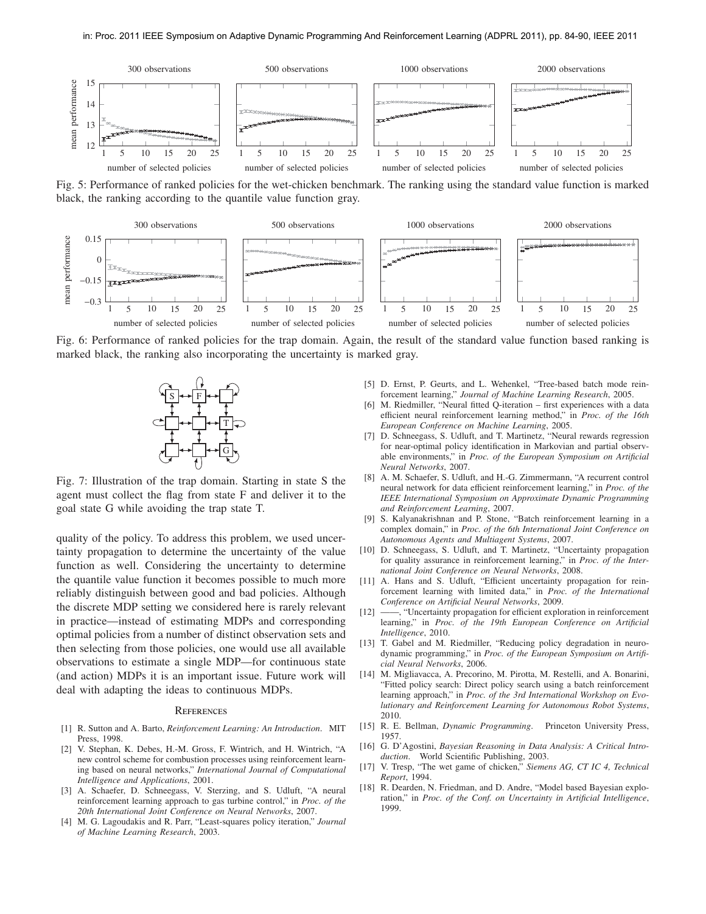300 observations
500 observations
1000 observations
2000 observations

mean performance
15
14
13
12

1 5 10 15 20 25
number of selected policies

Fig. 5: Performance of ranked policies for the wet-chicken benchmark. The ranking using the standard value function is marked black, the ranking according to the quantile value function gray.

300 observations
500 observations
1000 observations
2000 observations

mean performance
0.15
0
−0.15
−0.3

1 5 10 15 20 25
number of selected policies

Fig. 6: Performance of ranked policies for the trap domain. Again, the result of the standard value function based ranking is marked black, the ranking also incorporating the uncertainty is marked gray.

S F T G

Fig. 7: Illustration of the trap domain. Starting in state S the agent must collect the flag from state F and deliver it to the goal state G while avoiding the trap state T.

quality of the policy. To address this problem, we used uncertainty propagation to determine the uncertainty of the value function as well. Considering the uncertainty to determine the quantile value function it becomes possible to much more reliably distinguish between good and bad policies. Although the discrete MDP setting we considered here is rarely relevant in practice—instead of estimating MDPs and corresponding optimal policies from a number of distinct observation sets and then selecting from those policies, one would use all available observations to estimate a single MDP—for continuous state (and action) MDPs it is an important issue. Future work will deal with adapting the ideas to continuous MDPs.

## References

[1] R. Sutton and A. Barto, *Reinforcement Learning: An Introduction*. MIT Press, 1998.

[2] V. Stephan, K. Debes, H.-M. Gross, F. Wintrich, and H. Wintrich, "A new control scheme for combustion processes using reinforcement learning based on neural networks," *International Journal of Computational Intelligence and Applications*, 2001.

[3] A. Schaefer, D. Schneegass, V. Sterzing, and S. Udluft, "A neural reinforcement learning approach to gas turbine control," in *Proc. of the 20th International Joint Conference on Neural Networks*, 2007.

[4] M. G. Lagoudakis and R. Parr, "Least-squares policy iteration," *Journal of Machine Learning Research*, 2003.

[5] D. Ernst, P. Geurts, and L. Wehenkel, "Tree-based batch mode reinforcement learning," *Journal of Machine Learning Research*, 2005.

[6] M. Riedmiller, "Neural fitted Q-iteration – first experiences with a data efficient neural reinforcement learning method," in *Proc. of the 16th European Conference on Machine Learning*, 2005.

[7] D. Schneegass, S. Udluft, and T. Martinetz, "Neural rewards regression for near-optimal policy identification in Markovian and partial observable environments," in *Proc. of the European Symposium on Artificial Neural Networks*, 2007.

[8] A. M. Schaefer, S. Udluft, and H.-G. Zimmermann, "A recurrent control neural network for data efficient reinforcement learning," in *Proc. of the IEEE International Symposium on Approximate Dynamic Programming and Reinforcement Learning*, 2007.

[9] S. Kalyanakrishnan and P. Stone, "Batch reinforcement learning in a complex domain," in *Proc. of the 6th International Joint Conference on Autonomous Agents and Multiagent Systems*, 2007.

[10] D. Schneegass, S. Udluft, and T. Martinetz, "Uncertainty propagation for quality assurance in reinforcement learning," in *Proc. of the International Joint Conference on Neural Networks*, 2008.

[11] A. Hans and S. Udluft, "Efficient uncertainty propagation for reinforcement learning with limited data," in *Proc. of the International Conference on Artificial Neural Networks*, 2009.

[12] ——, "Uncertainty propagation for efficient exploration in reinforcement learning," in *Proc. of the 19th European Conference on Artificial Intelligence*, 2010.

[13] T. Gabel and M. Riedmiller, "Reducing policy degradation in neuro-dynamic programming," in *Proc. of the European Symposium on Artificial Neural Networks*, 2006.

[14] M. Migliavacca, A. Precorino, M. Pirotta, M. Restelli, and A. Bonarini, "Fitted policy search: Direct policy search using a batch reinforcement learning approach," in *Proc. of the 3rd International Workshop on Evolutionary and Reinforcement Learning for Autonomous Robot Systems*, 2010.

[15] R. E. Bellman, *Dynamic Programming*. Princeton University Press, 1957.

[16] G. D'Agostini, *Bayesian Reasoning in Data Analysis: A Critical Introduction*. World Scientific Publishing, 2003.

[17] V. Tresp, "The wet game of chicken," *Siemens AG, CT IC 4, Technical Report*, 1994.

[18] R. Dearden, N. Friedman, and D. Andre, "Model based Bayesian exploration," in *Proc. of the Conf. on Uncertainty in Artificial Intelligence*, 1999.